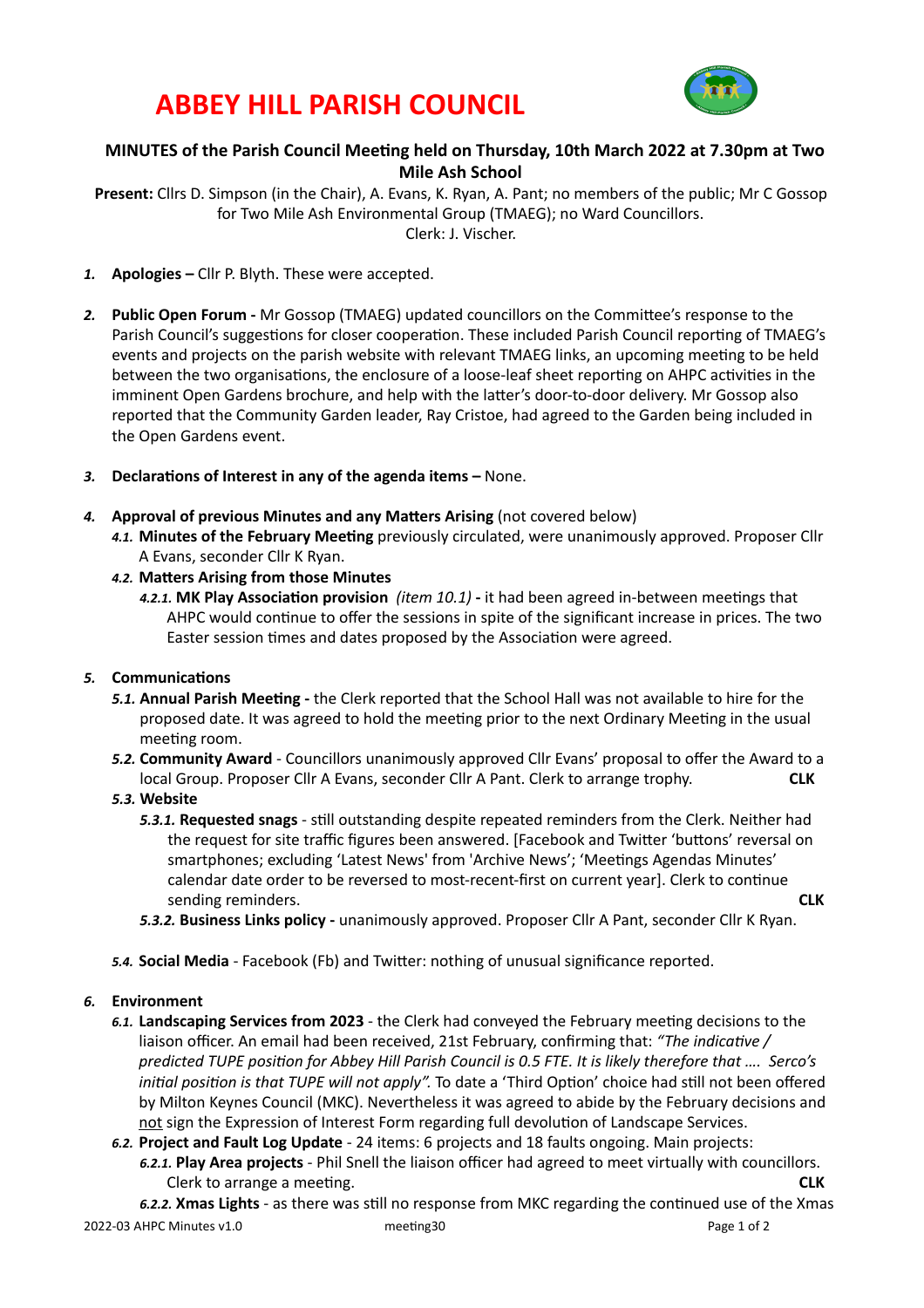# ABBEY HILL PARISH COUNCIL

**MINUTES of the Parish Council Meeting held on Thursday, 10th March 2022 at 7.30pm at Two Mile Ash School**

**Present:** Cllrs D. Simpson (in the Chair), A. Evans, K. Ryan, A. Pant; no members of the public; Mr C Gossop for Two Mile Ash Environmental Group (TMAEG); no Ward Councillors.
Clerk: J. Vischer.

1. **Apologies –** Cllr P. Blyth. These were accepted.

2. **Public Open Forum -** Mr Gossop (TMAEG) updated councillors on the Committee's response to the Parish Council's suggestions for closer cooperation. These included Parish Council reporting of TMAEG's events and projects on the parish website with relevant TMAEG links, an upcoming meeting to be held between the two organisations, the enclosure of a loose-leaf sheet reporting on AHPC activities in the imminent Open Gardens brochure, and help with the latter's door-to-door delivery. Mr Gossop also reported that the Community Garden leader, Ray Cristoe, had agreed to the Garden being included in the Open Gardens event.

3. **Declarations of Interest in any of the agenda items –** None.

4. **Approval of previous Minutes and any Matters Arising** (not covered below)
   - *4.1.* **Minutes of the February Meeting** previously circulated, were unanimously approved. Proposer Cllr A Evans, seconder Cllr K Ryan.
   - *4.2.* **Matters Arising from those Minutes**
     - *4.2.1.* **MK Play Association provision** *(item 10.1)* **-** it had been agreed in-between meetings that AHPC would continue to offer the sessions in spite of the significant increase in prices. The two Easter session times and dates proposed by the Association were agreed.

5. **Communications**
   - *5.1.* **Annual Parish Meeting -** the Clerk reported that the School Hall was not available to hire for the proposed date. It was agreed to hold the meeting prior to the next Ordinary Meeting in the usual meeting room.
   - *5.2.* **Community Award** - Councillors unanimously approved Cllr Evans' proposal to offer the Award to a local Group. Proposer Cllr A Evans, seconder Cllr A Pant. Clerk to arrange trophy. **CLK**
   - *5.3.* **Website**
     - *5.3.1.* **Requested snags** - still outstanding despite repeated reminders from the Clerk. Neither had the request for site traffic figures been answered. [Facebook and Twitter 'buttons' reversal on smartphones; excluding 'Latest News' from 'Archive News'; 'Meetings Agendas Minutes' calendar date order to be reversed to most-recent-first on current year]. Clerk to continue sending reminders. **CLK**
     - *5.3.2.* **Business Links policy -** unanimously approved. Proposer Cllr A Pant, seconder Cllr K Ryan.
   - *5.4.* **Social Media** - Facebook (Fb) and Twitter: nothing of unusual significance reported.

6. **Environment**
   - *6.1.* **Landscaping Services from 2023** - the Clerk had conveyed the February meeting decisions to the liaison officer. An email had been received, 21st February, confirming that: *"The indicative / predicted TUPE position for Abbey Hill Parish Council is 0.5 FTE. It is likely therefore that …. Serco's initial position is that TUPE will not apply".* To date a 'Third Option' choice had still not been offered by Milton Keynes Council (MKC). Nevertheless it was agreed to abide by the February decisions and not sign the Expression of Interest Form regarding full devolution of Landscape Services.
   - *6.2.* **Project and Fault Log Update** - 24 items: 6 projects and 18 faults ongoing. Main projects:
     - *6.2.1.* **Play Area projects** - Phil Snell the liaison officer had agreed to meet virtually with councillors. Clerk to arrange a meeting. **CLK**
     - *6.2.2.* **Xmas Lights** - as there was still no response from MKC regarding the continued use of the Xmas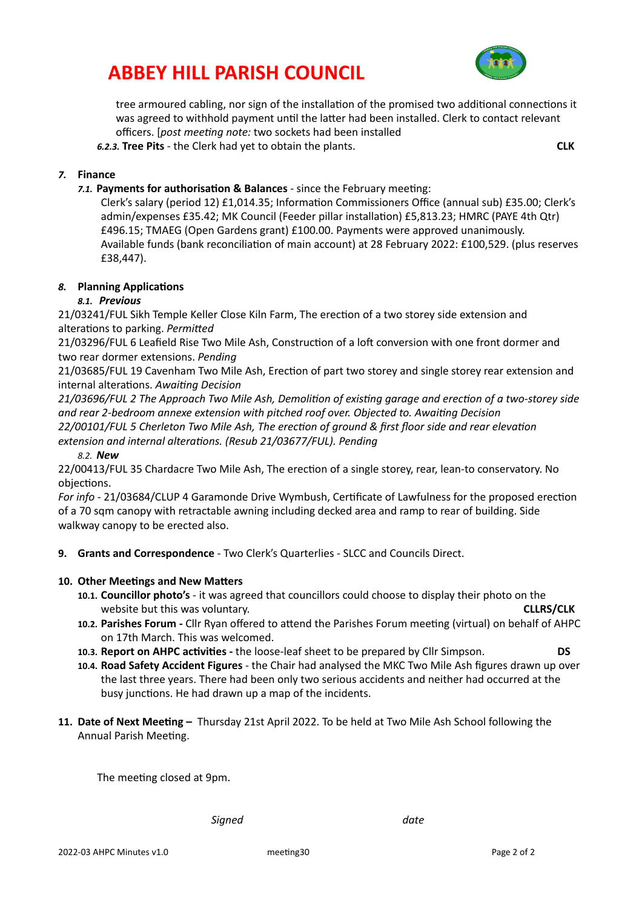tree armoured cabling, nor sign of the installation of the promised two additional connections it was agreed to withhold payment until the latter had been installed. Clerk to contact relevant officers. [*post meeting note:* two sockets had been installed

*6.2.3.* **Tree Pits** - the Clerk had yet to obtain the plants. **CLK**

## *7.* Finance

*7.1.* **Payments for authorisation & Balances** - since the February meeting:

Clerk's salary (period 12) £1,014.35; Information Commissioners Office (annual sub) £35.00; Clerk's admin/expenses £35.42; MK Council (Feeder pillar installation) £5,813.23; HMRC (PAYE 4th Qtr) £496.15; TMAEG (Open Gardens grant) £100.00. Payments were approved unanimously.

Available funds (bank reconciliation of main account) at 28 February 2022: £100,529. (plus reserves £38,447).

## *8.* Planning Applications

### *8.1. Previous*

21/03241/FUL Sikh Temple Keller Close Kiln Farm, The erection of a two storey side extension and alterations to parking. *Permitted*

21/03296/FUL 6 Leafield Rise Two Mile Ash, Construction of a loft conversion with one front dormer and two rear dormer extensions. *Pending*

21/03685/FUL 19 Cavenham Two Mile Ash, Erection of part two storey and single storey rear extension and internal alterations. *Awaiting Decision*

*21/03696/FUL 2 The Approach Two Mile Ash, Demolition of existing garage and erection of a two-storey side and rear 2-bedroom annexe extension with pitched roof over. Objected to. Awaiting Decision*

*22/00101/FUL 5 Cherleton Two Mile Ash, The erection of ground & first floor side and rear elevation extension and internal alterations. (Resub 21/03677/FUL). Pending*

### *8.2. New*

22/00413/FUL 35 Chardacre Two Mile Ash, The erection of a single storey, rear, lean-to conservatory. No objections.

*For info* - 21/03684/CLUP 4 Garamonde Drive Wymbush, Certificate of Lawfulness for the proposed erection of a 70 sqm canopy with retractable awning including decked area and ramp to rear of building. Side walkway canopy to be erected also.

## 9. Grants and Correspondence

**Grants and Correspondence** - Two Clerk's Quarterlies - SLCC and Councils Direct.

## 10. Other Meetings and New Matters

**10.1. Councillor photo's** - it was agreed that councillors could choose to display their photo on the website but this was voluntary. **CLLRS/CLK**

**10.2. Parishes Forum -** Cllr Ryan offered to attend the Parishes Forum meeting (virtual) on behalf of AHPC on 17th March. This was welcomed.

**10.3. Report on AHPC activities -** the loose-leaf sheet to be prepared by Cllr Simpson. **DS**

**10.4. Road Safety Accident Figures** - the Chair had analysed the MKC Two Mile Ash figures drawn up over the last three years. There had been only two serious accidents and neither had occurred at the busy junctions. He had drawn up a map of the incidents.

## 11. Date of Next Meeting

**Date of Next Meeting –** Thursday 21st April 2022. To be held at Two Mile Ash School following the Annual Parish Meeting.

The meeting closed at 9pm.

*Signed* *date*